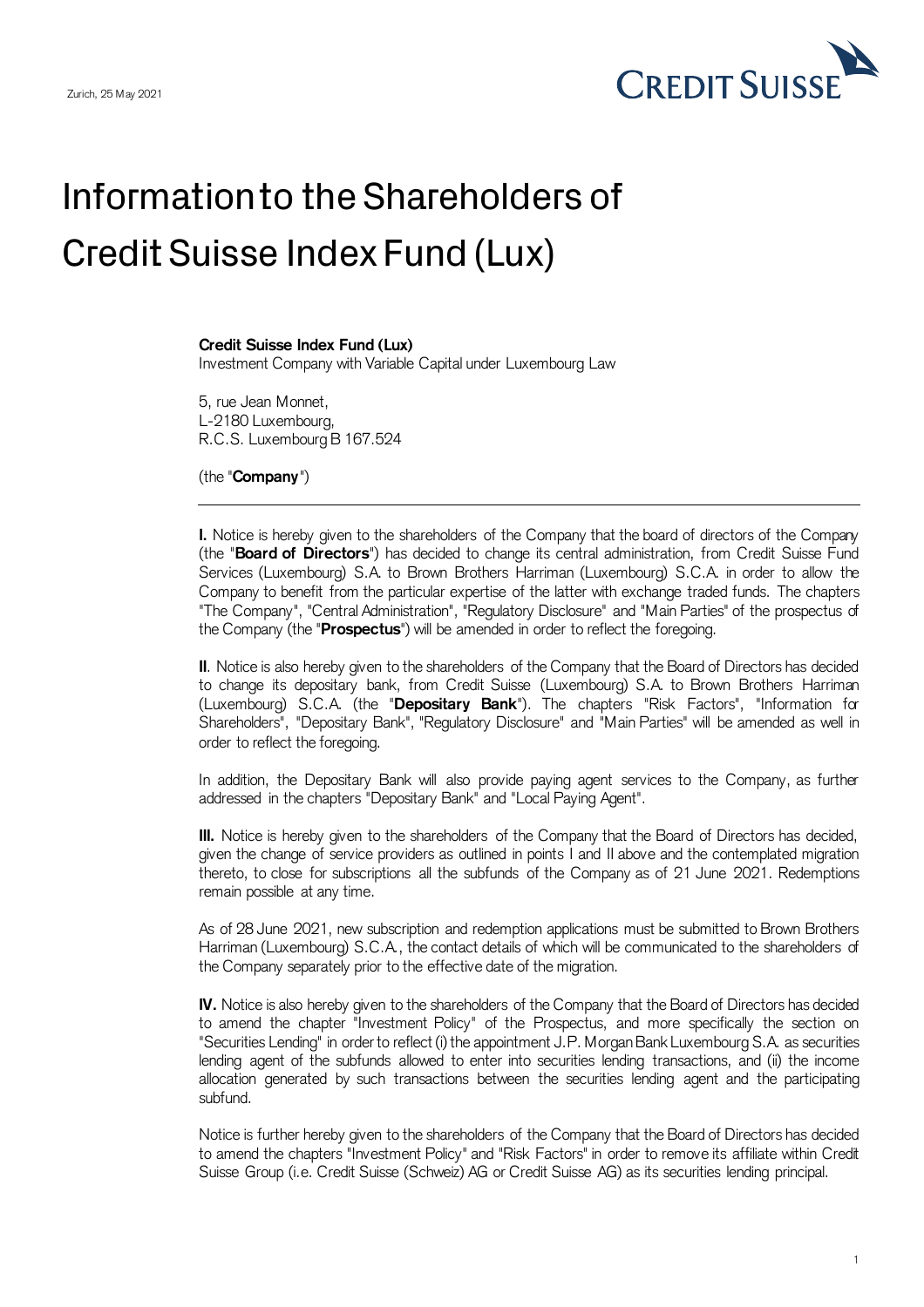Zurich, 25 May 2021

# Information to the Shareholders of Credit Suisse Index Fund (Lux)

**Credit Suisse Index Fund (Lux)**
Investment Company with Variable Capital under Luxembourg Law

5, rue Jean Monnet,
L-2180 Luxembourg,
R.C.S. Luxembourg B 167.524

(the "**Company**")

---

**I.** Notice is hereby given to the shareholders of the Company that the board of directors of the Company (the "**Board of Directors**") has decided to change its central administration, from Credit Suisse Fund Services (Luxembourg) S.A. to Brown Brothers Harriman (Luxembourg) S.C.A. in order to allow the Company to benefit from the particular expertise of the latter with exchange traded funds. The chapters "The Company", "Central Administration", "Regulatory Disclosure" and "Main Parties" of the prospectus of the Company (the "**Prospectus**") will be amended in order to reflect the foregoing.

**II**. Notice is also hereby given to the shareholders of the Company that the Board of Directors has decided to change its depositary bank, from Credit Suisse (Luxembourg) S.A. to Brown Brothers Harriman (Luxembourg) S.C.A. (the "**Depositary Bank**"). The chapters "Risk Factors", "Information for Shareholders", "Depositary Bank", "Regulatory Disclosure" and "Main Parties" will be amended as well in order to reflect the foregoing.

In addition, the Depositary Bank will also provide paying agent services to the Company, as further addressed in the chapters "Depositary Bank" and "Local Paying Agent".

**III.** Notice is hereby given to the shareholders of the Company that the Board of Directors has decided, given the change of service providers as outlined in points I and II above and the contemplated migration thereto, to close for subscriptions all the subfunds of the Company as of 21 June 2021. Redemptions remain possible at any time.

As of 28 June 2021, new subscription and redemption applications must be submitted to Brown Brothers Harriman (Luxembourg) S.C.A., the contact details of which will be communicated to the shareholders of the Company separately prior to the effective date of the migration.

**IV.** Notice is also hereby given to the shareholders of the Company that the Board of Directors has decided to amend the chapter "Investment Policy" of the Prospectus, and more specifically the section on "Securities Lending" in order to reflect (i) the appointment J.P. Morgan Bank Luxembourg S.A. as securities lending agent of the subfunds allowed to enter into securities lending transactions, and (ii) the income allocation generated by such transactions between the securities lending agent and the participating subfund.

Notice is further hereby given to the shareholders of the Company that the Board of Directors has decided to amend the chapters "Investment Policy" and "Risk Factors" in order to remove its affiliate within Credit Suisse Group (i.e. Credit Suisse (Schweiz) AG or Credit Suisse AG) as its securities lending principal.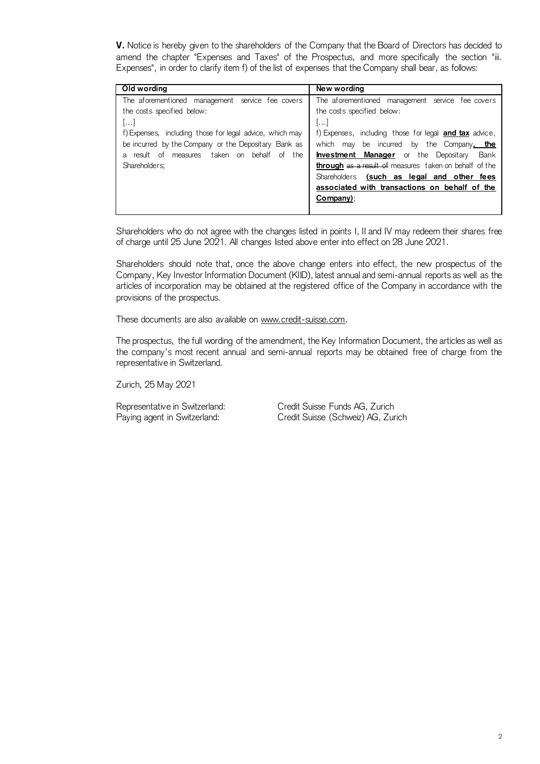**V.** Notice is hereby given to the shareholders of the Company that the Board of Directors has decided to amend the chapter "Expenses and Taxes" of the Prospectus, and more specifically the section "iii. Expenses", in order to clarify item f) of the list of expenses that the Company shall bear, as follows:

| Old wording | New wording |
|---|---|
| The aforementioned management service fee covers the costs specified below:<br>[…]<br>f) Expenses, including those for legal advice, which may be incurred by the Company or the Depositary Bank as a result of measures taken on behalf of the Shareholders; | The aforementioned management service fee covers the costs specified below:<br>[…]<br>f) Expenses, including those for legal **and tax** advice, which may be incurred by the Company**, the Investment Manager** or the Depositary Bank **through** ~~as a result of~~ measures taken on behalf of the Shareholders **(such as legal and other fees associated with transactions on behalf of the Company)**; |

Shareholders who do not agree with the changes listed in points I, II and IV may redeem their shares free of charge until 25 June 2021. All changes listed above enter into effect on 28 June 2021.

Shareholders should note that, once the above change enters into effect, the new prospectus of the Company, Key Investor Information Document (KIID), latest annual and semi-annual reports as well as the articles of incorporation may be obtained at the registered office of the Company in accordance with the provisions of the prospectus.

These documents are also available on www.credit-suisse.com.

The prospectus, the full wording of the amendment, the Key Information Document, the articles as well as the company's most recent annual and semi-annual reports may be obtained free of charge from the representative in Switzerland.

Zurich, 25 May 2021

Representative in Switzerland: Credit Suisse Funds AG, Zurich
Paying agent in Switzerland: Credit Suisse (Schweiz) AG, Zurich